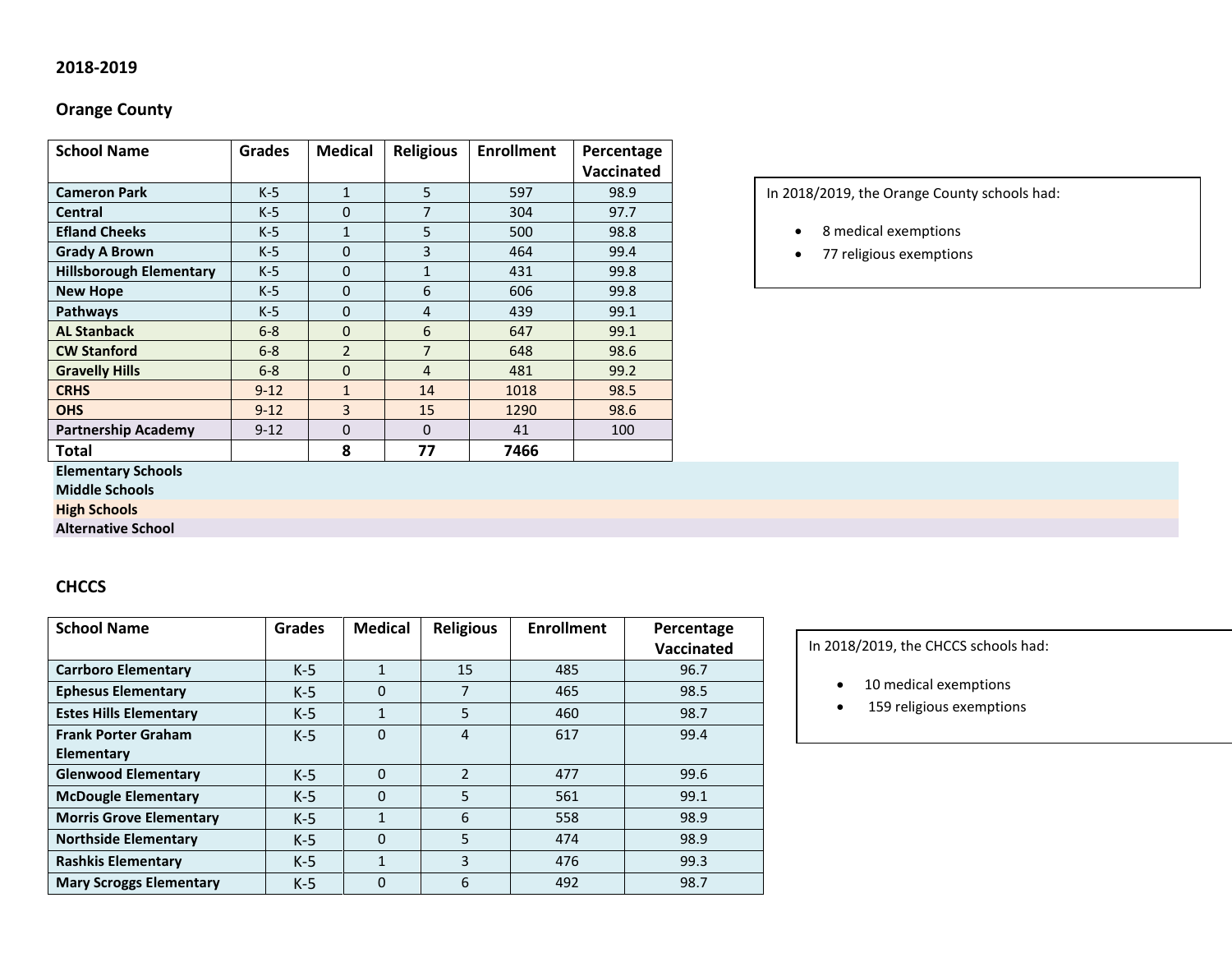## 2018-2019

### Orange County

| School Name | Grades | Medical | Religious | Enrollment | Percentage Vaccinated |
|---|---|---|---|---|---|
| **Cameron Park** | K-5 | 1 | 5 | 597 | 98.9 |
| **Central** | K-5 | 0 | 7 | 304 | 97.7 |
| **Efland Cheeks** | K-5 | 1 | 5 | 500 | 98.8 |
| **Grady A Brown** | K-5 | 0 | 3 | 464 | 99.4 |
| **Hillsborough Elementary** | K-5 | 0 | 1 | 431 | 99.8 |
| **New Hope** | K-5 | 0 | 6 | 606 | 99.8 |
| **Pathways** | K-5 | 0 | 4 | 439 | 99.1 |
| **AL Stanback** | 6-8 | 0 | 6 | 647 | 99.1 |
| **CW Stanford** | 6-8 | 2 | 7 | 648 | 98.6 |
| **Gravelly Hills** | 6-8 | 0 | 4 | 481 | 99.2 |
| **CRHS** | 9-12 | 1 | 14 | 1018 | 98.5 |
| **OHS** | 9-12 | 3 | 15 | 1290 | 98.6 |
| **Partnership Academy** | 9-12 | 0 | 0 | 41 | 100 |
| **Total** | | **8** | **77** | **7466** | |

**Elementary Schools**
**Middle Schools**
**High Schools**
**Alternative School**

In 2018/2019, the Orange County schools had:

- 8 medical exemptions
- 77 religious exemptions

### CHCCS

| School Name | Grades | Medical | Religious | Enrollment | Percentage Vaccinated |
|---|---|---|---|---|---|
| **Carrboro Elementary** | K-5 | 1 | 15 | 485 | 96.7 |
| **Ephesus Elementary** | K-5 | 0 | 7 | 465 | 98.5 |
| **Estes Hills Elementary** | K-5 | 1 | 5 | 460 | 98.7 |
| **Frank Porter Graham Elementary** | K-5 | 0 | 4 | 617 | 99.4 |
| **Glenwood Elementary** | K-5 | 0 | 2 | 477 | 99.6 |
| **McDougle Elementary** | K-5 | 0 | 5 | 561 | 99.1 |
| **Morris Grove Elementary** | K-5 | 1 | 6 | 558 | 98.9 |
| **Northside Elementary** | K-5 | 0 | 5 | 474 | 98.9 |
| **Rashkis Elementary** | K-5 | 1 | 3 | 476 | 99.3 |
| **Mary Scroggs Elementary** | K-5 | 0 | 6 | 492 | 98.7 |

In 2018/2019, the CHCCS schools had:

- 10 medical exemptions
- 159 religious exemptions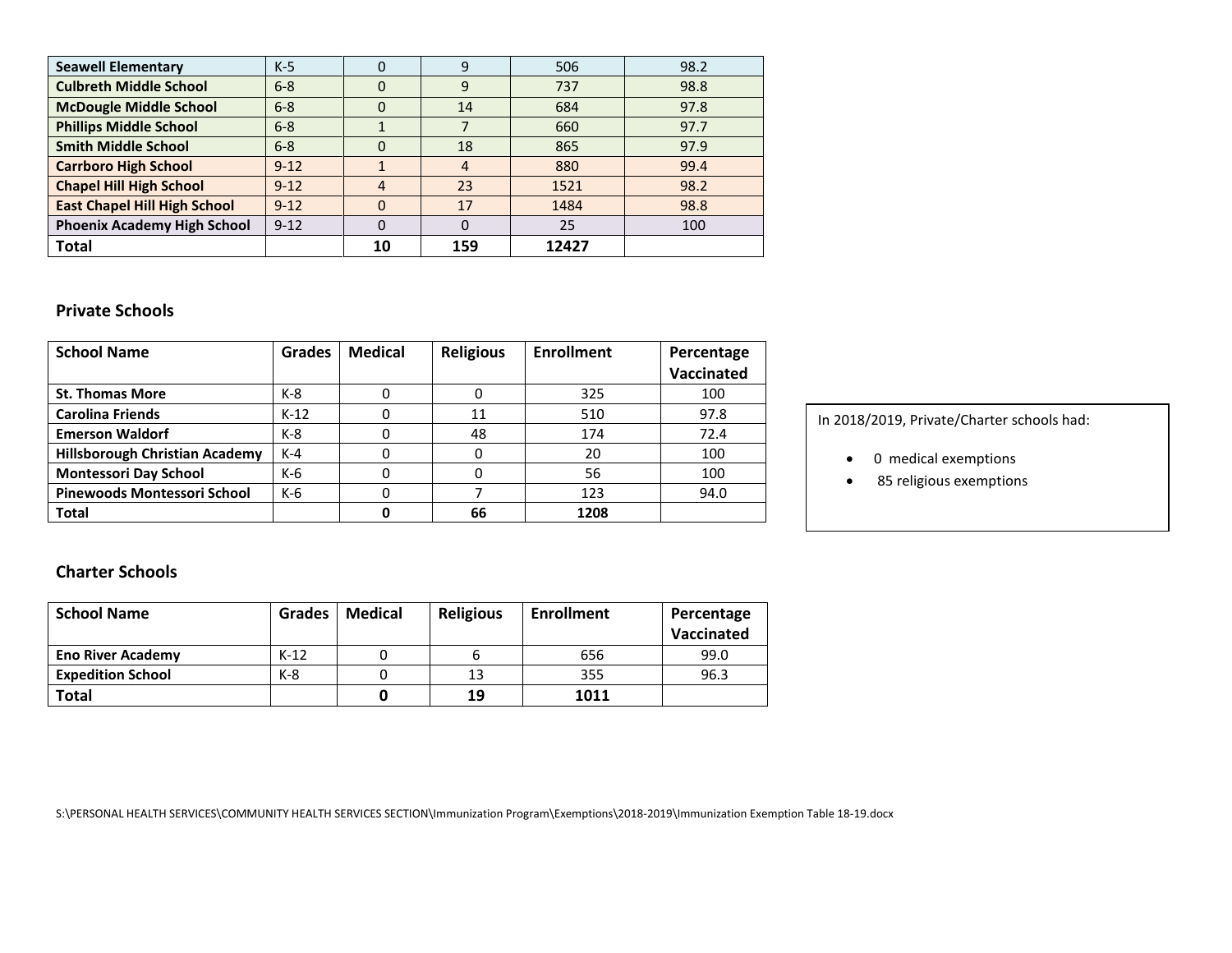| | | | | | |
|---|---|---|---|---|---|
| **Seawell Elementary** | K-5 | 0 | 9 | 506 | 98.2 |
| **Culbreth Middle School** | 6-8 | 0 | 9 | 737 | 98.8 |
| **McDougle Middle School** | 6-8 | 0 | 14 | 684 | 97.8 |
| **Phillips Middle School** | 6-8 | 1 | 7 | 660 | 97.7 |
| **Smith Middle School** | 6-8 | 0 | 18 | 865 | 97.9 |
| **Carrboro High School** | 9-12 | 1 | 4 | 880 | 99.4 |
| **Chapel Hill High School** | 9-12 | 4 | 23 | 1521 | 98.2 |
| **East Chapel Hill High School** | 9-12 | 0 | 17 | 1484 | 98.8 |
| **Phoenix Academy High School** | 9-12 | 0 | 0 | 25 | 100 |
| **Total** | | **10** | **159** | **12427** | |

### Private Schools

| School Name | Grades | Medical | Religious | Enrollment | Percentage Vaccinated |
|---|---|---|---|---|---|
| **St. Thomas More** | K-8 | 0 | 0 | 325 | 100 |
| **Carolina Friends** | K-12 | 0 | 11 | 510 | 97.8 |
| **Emerson Waldorf** | K-8 | 0 | 48 | 174 | 72.4 |
| **Hillsborough Christian Academy** | K-4 | 0 | 0 | 20 | 100 |
| **Montessori Day School** | K-6 | 0 | 0 | 56 | 100 |
| **Pinewoods Montessori School** | K-6 | 0 | 7 | 123 | 94.0 |
| **Total** | | **0** | **66** | **1208** | |

In 2018/2019, Private/Charter schools had:

- 0 medical exemptions
- 85 religious exemptions

### Charter Schools

| School Name | Grades | Medical | Religious | Enrollment | Percentage Vaccinated |
|---|---|---|---|---|---|
| **Eno River Academy** | K-12 | 0 | 6 | 656 | 99.0 |
| **Expedition School** | K-8 | 0 | 13 | 355 | 96.3 |
| **Total** | | **0** | **19** | **1011** | |

S:\PERSONAL HEALTH SERVICES\COMMUNITY HEALTH SERVICES SECTION\Immunization Program\Exemptions\2018-2019\Immunization Exemption Table 18-19.docx